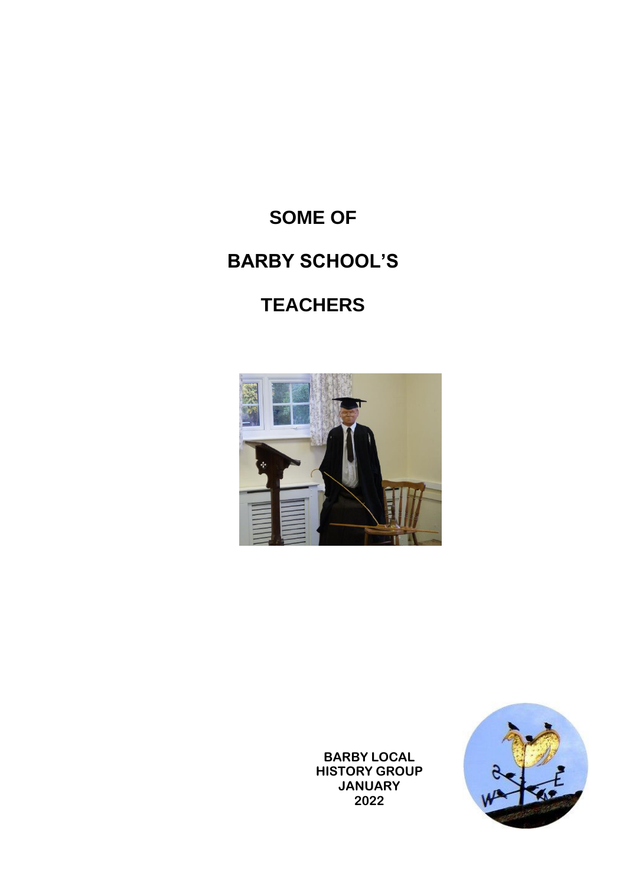# SOME OF

# BARBY SCHOOL'S

# TEACHERS

**BARBY LOCAL HISTORY GROUP**
**JANUARY 2022**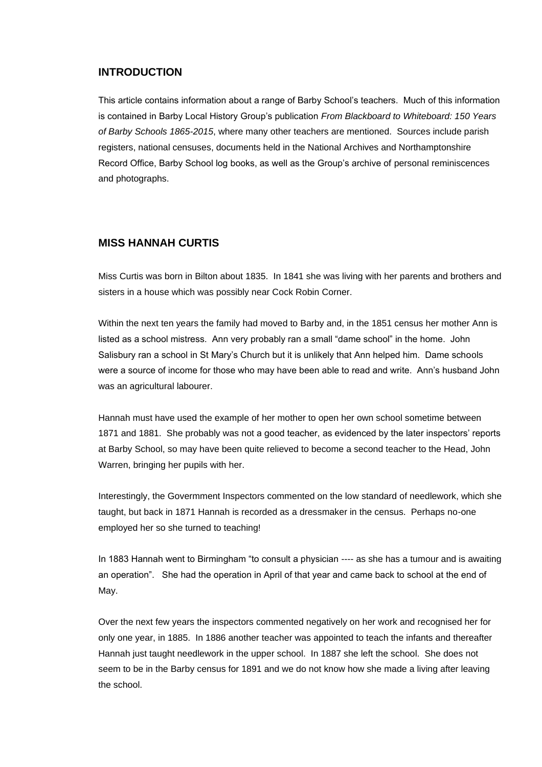## INTRODUCTION

This article contains information about a range of Barby School's teachers. Much of this information is contained in Barby Local History Group's publication *From Blackboard to Whiteboard: 150 Years of Barby Schools 1865-2015*, where many other teachers are mentioned. Sources include parish registers, national censuses, documents held in the National Archives and Northamptonshire Record Office, Barby School log books, as well as the Group's archive of personal reminiscences and photographs.

## MISS HANNAH CURTIS

Miss Curtis was born in Bilton about 1835. In 1841 she was living with her parents and brothers and sisters in a house which was possibly near Cock Robin Corner.

Within the next ten years the family had moved to Barby and, in the 1851 census her mother Ann is listed as a school mistress. Ann very probably ran a small "dame school" in the home. John Salisbury ran a school in St Mary's Church but it is unlikely that Ann helped him. Dame schools were a source of income for those who may have been able to read and write. Ann's husband John was an agricultural labourer.

Hannah must have used the example of her mother to open her own school sometime between 1871 and 1881. She probably was not a good teacher, as evidenced by the later inspectors' reports at Barby School, so may have been quite relieved to become a second teacher to the Head, John Warren, bringing her pupils with her.

Interestingly, the Govermment Inspectors commented on the low standard of needlework, which she taught, but back in 1871 Hannah is recorded as a dressmaker in the census. Perhaps no-one employed her so she turned to teaching!

In 1883 Hannah went to Birmingham "to consult a physician ---- as she has a tumour and is awaiting an operation". She had the operation in April of that year and came back to school at the end of May.

Over the next few years the inspectors commented negatively on her work and recognised her for only one year, in 1885. In 1886 another teacher was appointed to teach the infants and thereafter Hannah just taught needlework in the upper school. In 1887 she left the school. She does not seem to be in the Barby census for 1891 and we do not know how she made a living after leaving the school.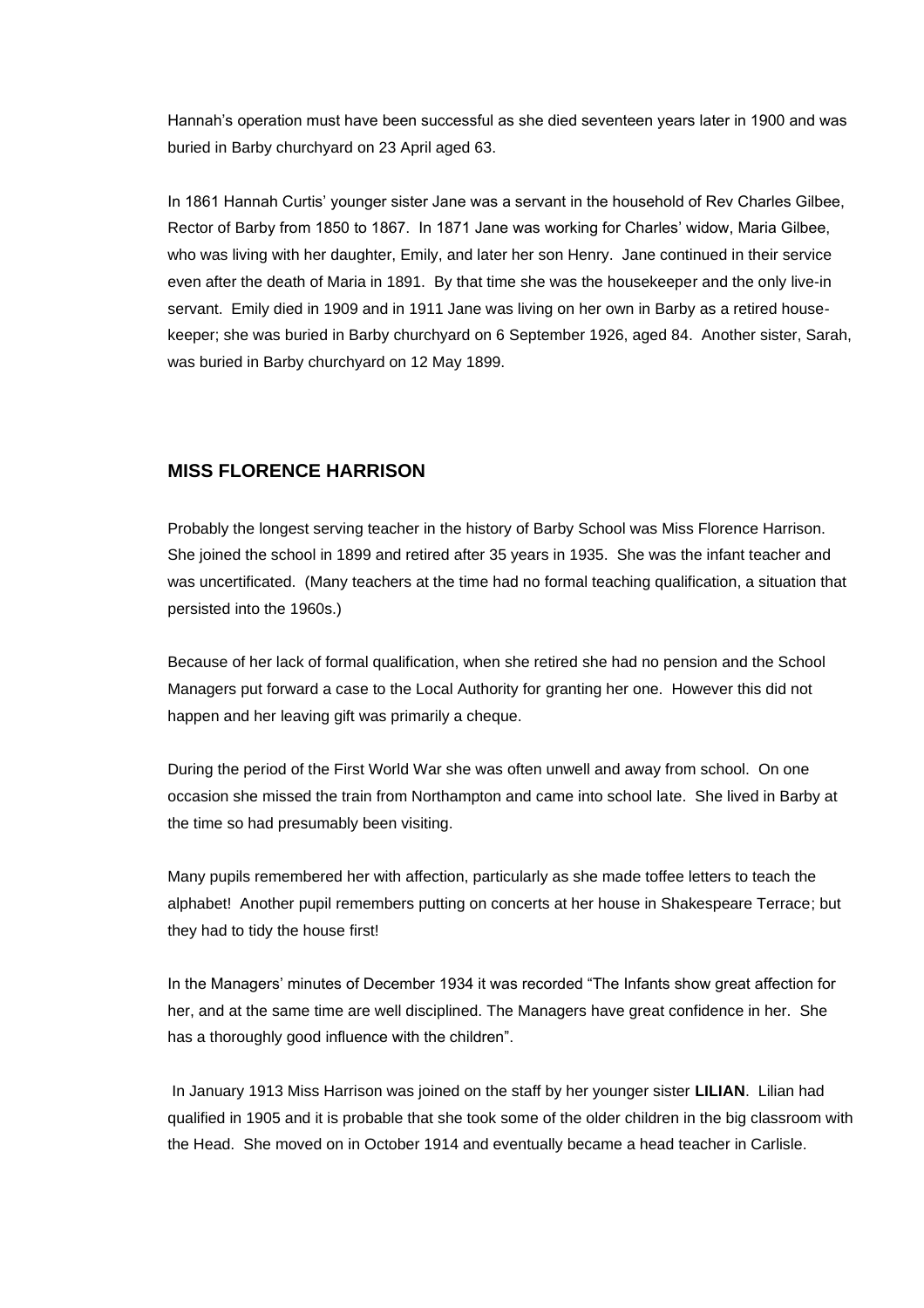Hannah's operation must have been successful as she died seventeen years later in 1900 and was buried in Barby churchyard on 23 April aged 63.

In 1861 Hannah Curtis' younger sister Jane was a servant in the household of Rev Charles Gilbee, Rector of Barby from 1850 to 1867. In 1871 Jane was working for Charles' widow, Maria Gilbee, who was living with her daughter, Emily, and later her son Henry. Jane continued in their service even after the death of Maria in 1891. By that time she was the housekeeper and the only live-in servant. Emily died in 1909 and in 1911 Jane was living on her own in Barby as a retired house-keeper; she was buried in Barby churchyard on 6 September 1926, aged 84. Another sister, Sarah, was buried in Barby churchyard on 12 May 1899.

## MISS FLORENCE HARRISON

Probably the longest serving teacher in the history of Barby School was Miss Florence Harrison. She joined the school in 1899 and retired after 35 years in 1935. She was the infant teacher and was uncertificated. (Many teachers at the time had no formal teaching qualification, a situation that persisted into the 1960s.)

Because of her lack of formal qualification, when she retired she had no pension and the School Managers put forward a case to the Local Authority for granting her one. However this did not happen and her leaving gift was primarily a cheque.

During the period of the First World War she was often unwell and away from school. On one occasion she missed the train from Northampton and came into school late. She lived in Barby at the time so had presumably been visiting.

Many pupils remembered her with affection, particularly as she made toffee letters to teach the alphabet! Another pupil remembers putting on concerts at her house in Shakespeare Terrace; but they had to tidy the house first!

In the Managers' minutes of December 1934 it was recorded "The Infants show great affection for her, and at the same time are well disciplined. The Managers have great confidence in her. She has a thoroughly good influence with the children".

In January 1913 Miss Harrison was joined on the staff by her younger sister **LILIAN**. Lilian had qualified in 1905 and it is probable that she took some of the older children in the big classroom with the Head. She moved on in October 1914 and eventually became a head teacher in Carlisle.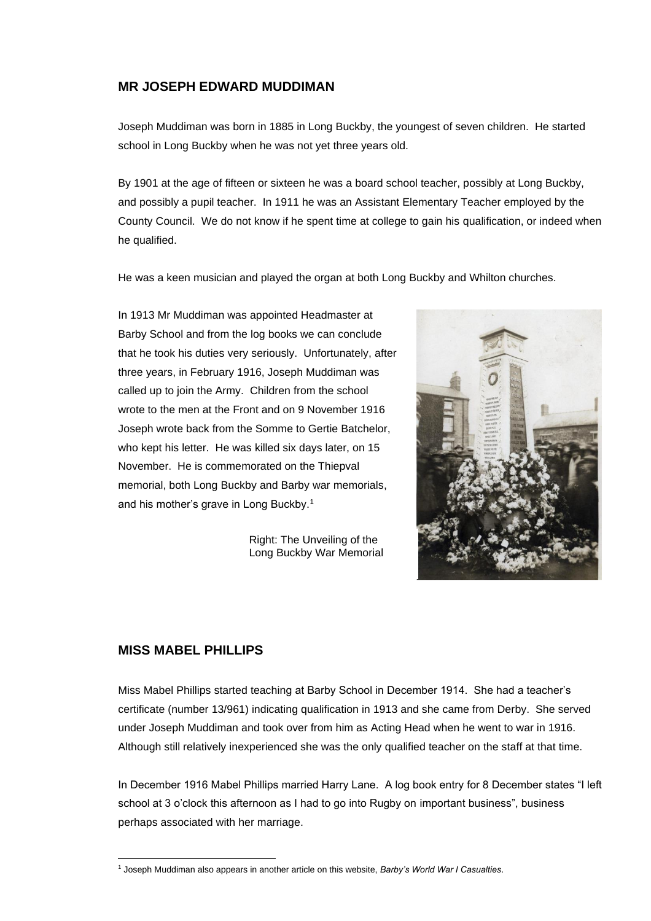## MR JOSEPH EDWARD MUDDIMAN

Joseph Muddiman was born in 1885 in Long Buckby, the youngest of seven children. He started school in Long Buckby when he was not yet three years old.

By 1901 at the age of fifteen or sixteen he was a board school teacher, possibly at Long Buckby, and possibly a pupil teacher. In 1911 he was an Assistant Elementary Teacher employed by the County Council. We do not know if he spent time at college to gain his qualification, or indeed when he qualified.

He was a keen musician and played the organ at both Long Buckby and Whilton churches.

In 1913 Mr Muddiman was appointed Headmaster at Barby School and from the log books we can conclude that he took his duties very seriously. Unfortunately, after three years, in February 1916, Joseph Muddiman was called up to join the Army. Children from the school wrote to the men at the Front and on 9 November 1916 Joseph wrote back from the Somme to Gertie Batchelor, who kept his letter. He was killed six days later, on 15 November. He is commemorated on the Thiepval memorial, both Long Buckby and Barby war memorials, and his mother's grave in Long Buckby.[1]

Right: The Unveiling of the Long Buckby War Memorial

## MISS MABEL PHILLIPS

Miss Mabel Phillips started teaching at Barby School in December 1914. She had a teacher's certificate (number 13/961) indicating qualification in 1913 and she came from Derby. She served under Joseph Muddiman and took over from him as Acting Head when he went to war in 1916. Although still relatively inexperienced she was the only qualified teacher on the staff at that time.

In December 1916 Mabel Phillips married Harry Lane. A log book entry for 8 December states "I left school at 3 o'clock this afternoon as I had to go into Rugby on important business", business perhaps associated with her marriage.

[1] Joseph Muddiman also appears in another article on this website, *Barby's World War I Casualties*.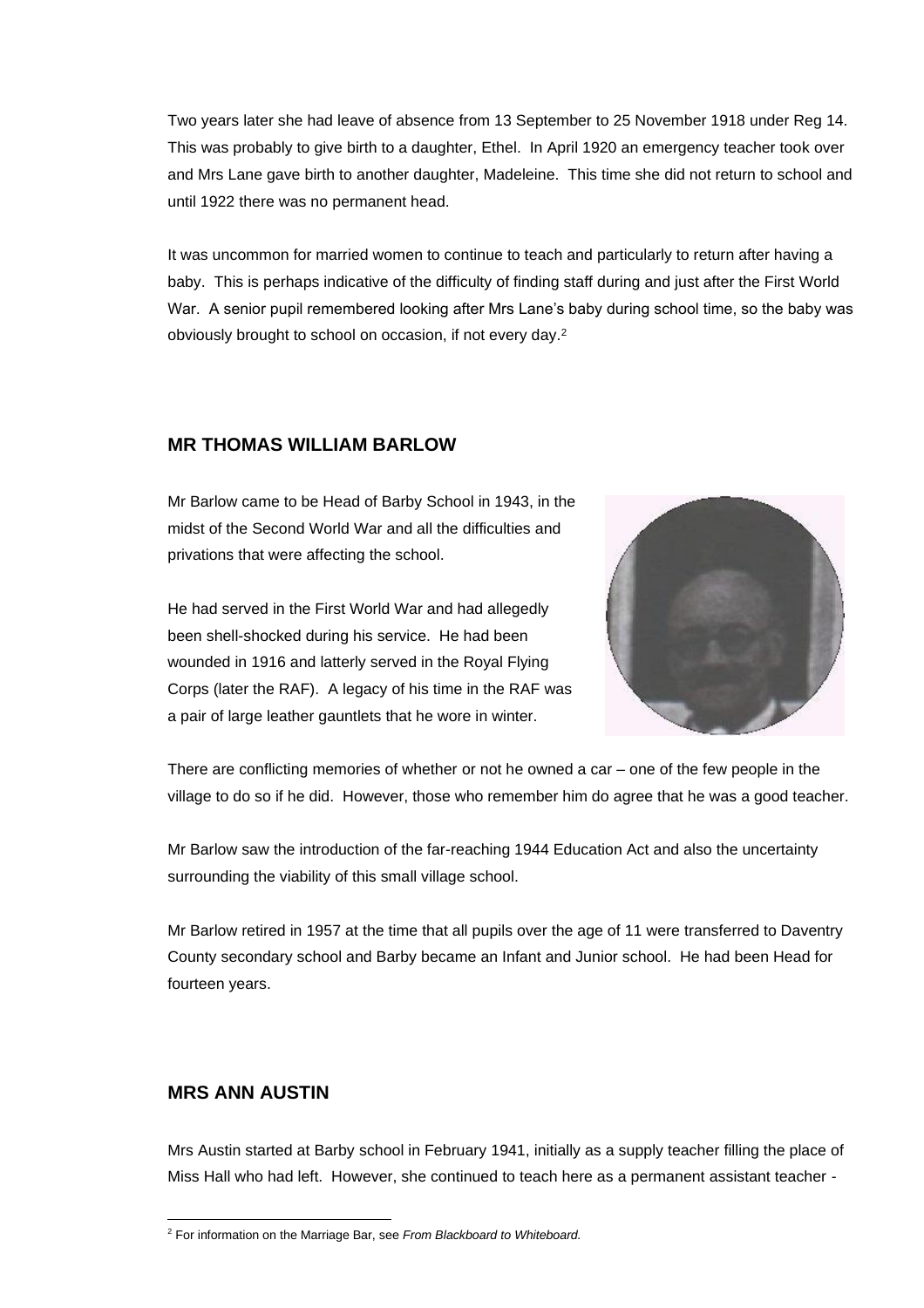Two years later she had leave of absence from 13 September to 25 November 1918 under Reg 14. This was probably to give birth to a daughter, Ethel. In April 1920 an emergency teacher took over and Mrs Lane gave birth to another daughter, Madeleine. This time she did not return to school and until 1922 there was no permanent head.

It was uncommon for married women to continue to teach and particularly to return after having a baby. This is perhaps indicative of the difficulty of finding staff during and just after the First World War. A senior pupil remembered looking after Mrs Lane's baby during school time, so the baby was obviously brought to school on occasion, if not every day.[2]

## MR THOMAS WILLIAM BARLOW

Mr Barlow came to be Head of Barby School in 1943, in the midst of the Second World War and all the difficulties and privations that were affecting the school.

He had served in the First World War and had allegedly been shell-shocked during his service. He had been wounded in 1916 and latterly served in the Royal Flying Corps (later the RAF). A legacy of his time in the RAF was a pair of large leather gauntlets that he wore in winter.

There are conflicting memories of whether or not he owned a car – one of the few people in the village to do so if he did. However, those who remember him do agree that he was a good teacher.

Mr Barlow saw the introduction of the far-reaching 1944 Education Act and also the uncertainty surrounding the viability of this small village school.

Mr Barlow retired in 1957 at the time that all pupils over the age of 11 were transferred to Daventry County secondary school and Barby became an Infant and Junior school. He had been Head for fourteen years.

## MRS ANN AUSTIN

Mrs Austin started at Barby school in February 1941, initially as a supply teacher filling the place of Miss Hall who had left. However, she continued to teach here as a permanent assistant teacher -

---

[2] For information on the Marriage Bar, see *From Blackboard to Whiteboard.*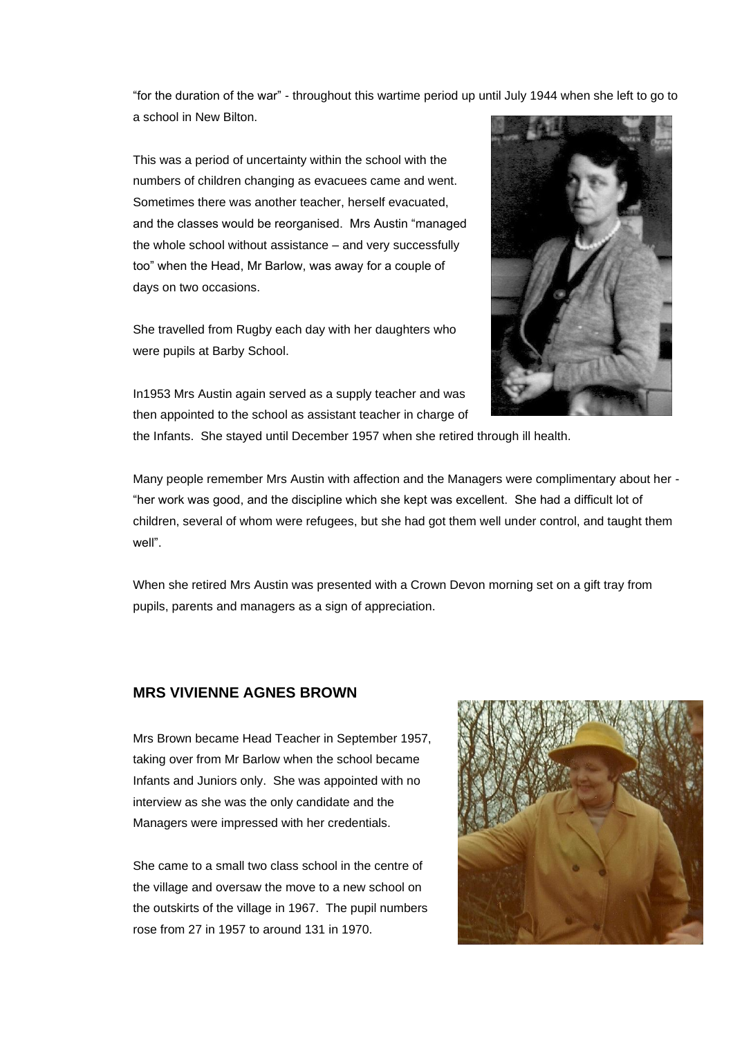"for the duration of the war" - throughout this wartime period up until July 1944 when she left to go to a school in New Bilton.

This was a period of uncertainty within the school with the numbers of children changing as evacuees came and went. Sometimes there was another teacher, herself evacuated, and the classes would be reorganised. Mrs Austin "managed the whole school without assistance – and very successfully too" when the Head, Mr Barlow, was away for a couple of days on two occasions.

She travelled from Rugby each day with her daughters who were pupils at Barby School.

In1953 Mrs Austin again served as a supply teacher and was then appointed to the school as assistant teacher in charge of the Infants. She stayed until December 1957 when she retired through ill health.

Many people remember Mrs Austin with affection and the Managers were complimentary about her - "her work was good, and the discipline which she kept was excellent. She had a difficult lot of children, several of whom were refugees, but she had got them well under control, and taught them well".

When she retired Mrs Austin was presented with a Crown Devon morning set on a gift tray from pupils, parents and managers as a sign of appreciation.

## MRS VIVIENNE AGNES BROWN

Mrs Brown became Head Teacher in September 1957, taking over from Mr Barlow when the school became Infants and Juniors only. She was appointed with no interview as she was the only candidate and the Managers were impressed with her credentials.

She came to a small two class school in the centre of the village and oversaw the move to a new school on the outskirts of the village in 1967. The pupil numbers rose from 27 in 1957 to around 131 in 1970.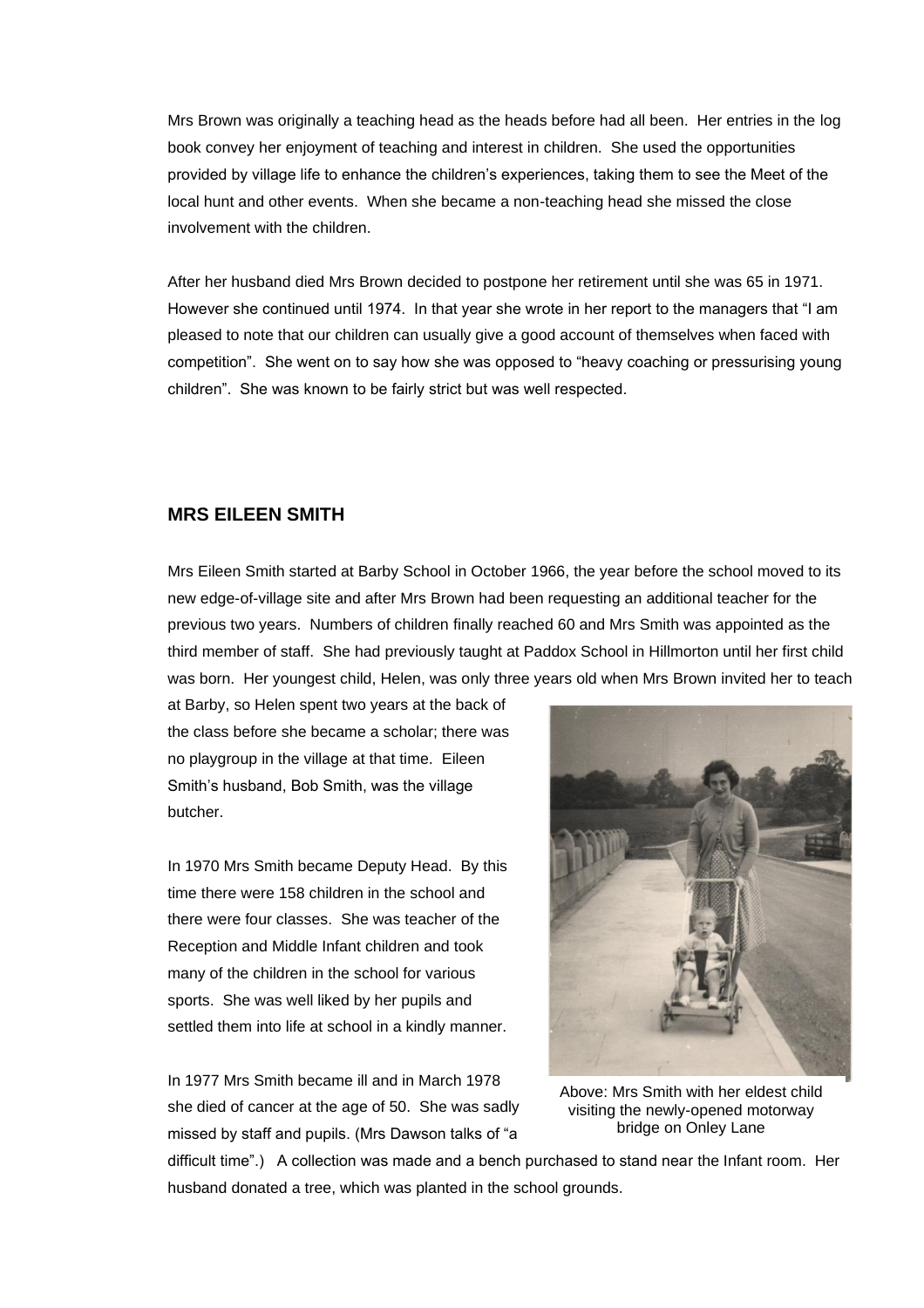Mrs Brown was originally a teaching head as the heads before had all been. Her entries in the log book convey her enjoyment of teaching and interest in children. She used the opportunities provided by village life to enhance the children's experiences, taking them to see the Meet of the local hunt and other events. When she became a non-teaching head she missed the close involvement with the children.

After her husband died Mrs Brown decided to postpone her retirement until she was 65 in 1971. However she continued until 1974. In that year she wrote in her report to the managers that "I am pleased to note that our children can usually give a good account of themselves when faced with competition". She went on to say how she was opposed to "heavy coaching or pressurising young children". She was known to be fairly strict but was well respected.

## MRS EILEEN SMITH

Mrs Eileen Smith started at Barby School in October 1966, the year before the school moved to its new edge-of-village site and after Mrs Brown had been requesting an additional teacher for the previous two years. Numbers of children finally reached 60 and Mrs Smith was appointed as the third member of staff. She had previously taught at Paddox School in Hillmorton until her first child was born. Her youngest child, Helen, was only three years old when Mrs Brown invited her to teach at Barby, so Helen spent two years at the back of the class before she became a scholar; there was no playgroup in the village at that time. Eileen Smith's husband, Bob Smith, was the village butcher.

In 1970 Mrs Smith became Deputy Head. By this time there were 158 children in the school and there were four classes. She was teacher of the Reception and Middle Infant children and took many of the children in the school for various sports. She was well liked by her pupils and settled them into life at school in a kindly manner.

In 1977 Mrs Smith became ill and in March 1978 she died of cancer at the age of 50. She was sadly missed by staff and pupils. (Mrs Dawson talks of "a difficult time".) A collection was made and a bench purchased to stand near the Infant room. Her husband donated a tree, which was planted in the school grounds.

Above: Mrs Smith with her eldest child visiting the newly-opened motorway bridge on Onley Lane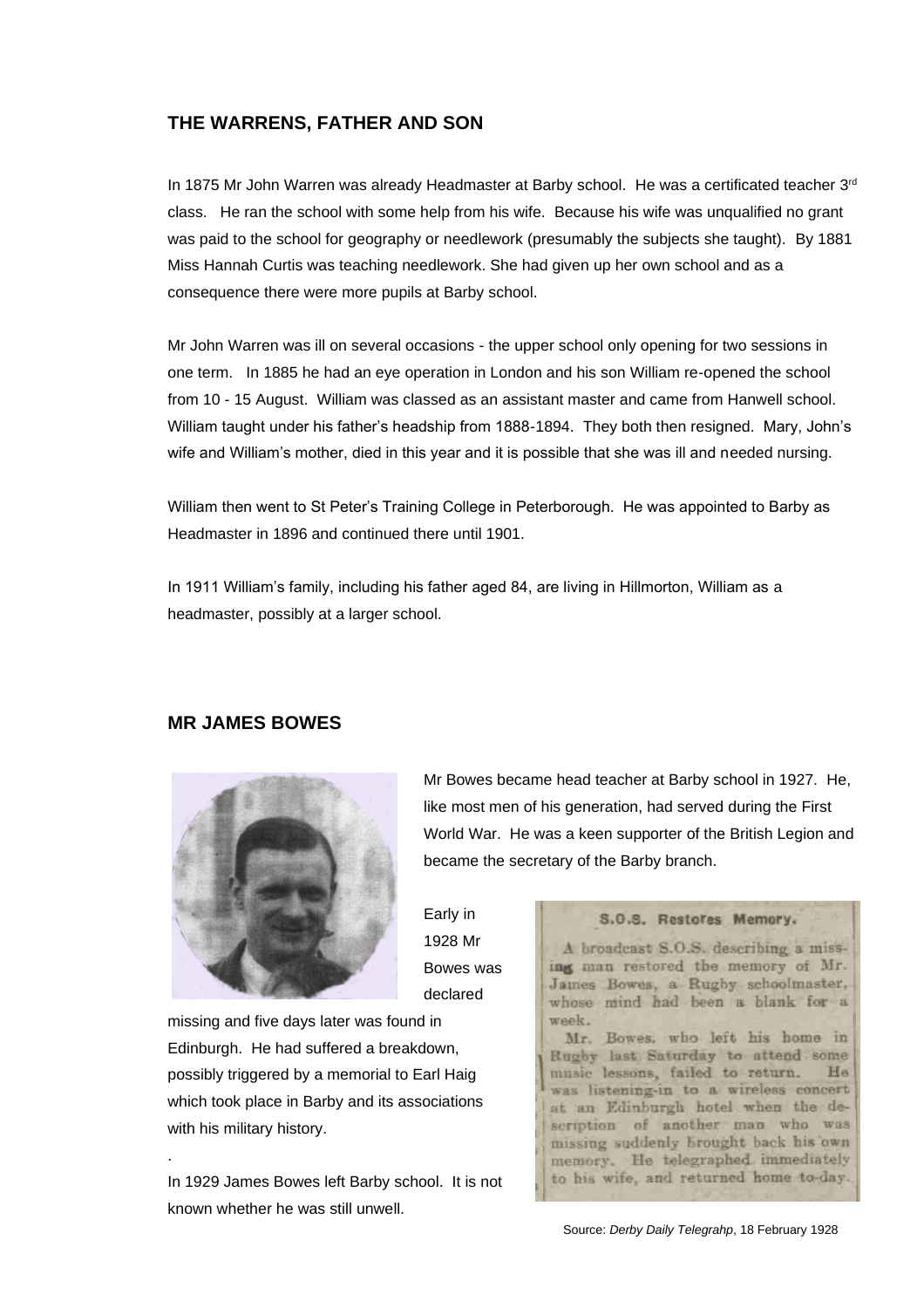## THE WARRENS, FATHER AND SON

In 1875 Mr John Warren was already Headmaster at Barby school. He was a certificated teacher 3rd class. He ran the school with some help from his wife. Because his wife was unqualified no grant was paid to the school for geography or needlework (presumably the subjects she taught). By 1881 Miss Hannah Curtis was teaching needlework. She had given up her own school and as a consequence there were more pupils at Barby school.

Mr John Warren was ill on several occasions - the upper school only opening for two sessions in one term. In 1885 he had an eye operation in London and his son William re-opened the school from 10 - 15 August. William was classed as an assistant master and came from Hanwell school. William taught under his father's headship from 1888-1894. They both then resigned. Mary, John's wife and William's mother, died in this year and it is possible that she was ill and needed nursing.

William then went to St Peter's Training College in Peterborough. He was appointed to Barby as Headmaster in 1896 and continued there until 1901.

In 1911 William's family, including his father aged 84, are living in Hillmorton, William as a headmaster, possibly at a larger school.

## MR JAMES BOWES

Mr Bowes became head teacher at Barby school in 1927. He, like most men of his generation, had served during the First World War. He was a keen supporter of the British Legion and became the secretary of the Barby branch.

Early in 1928 Mr Bowes was declared missing and five days later was found in Edinburgh. He had suffered a breakdown, possibly triggered by a memorial to Earl Haig which took place in Barby and its associations with his military history.

In 1929 James Bowes left Barby school. It is not known whether he was still unwell.

**S.O.S. Restores Memory.**

A broadcast S.O.S. describing a missing man restored the memory of Mr. James Bowes, a Rugby schoolmaster, whose mind had been a blank for a week.

Mr. Bowes, who left his home in Rugby last Saturday to attend some music lessons, failed to return. He was listening-in to a wireless concert at an Edinburgh hotel when the description of another man who was missing suddenly brought back his own memory. He telegraphed immediately to his wife, and returned home to-day.

Source: *Derby Daily Telegrahp*, 18 February 1928